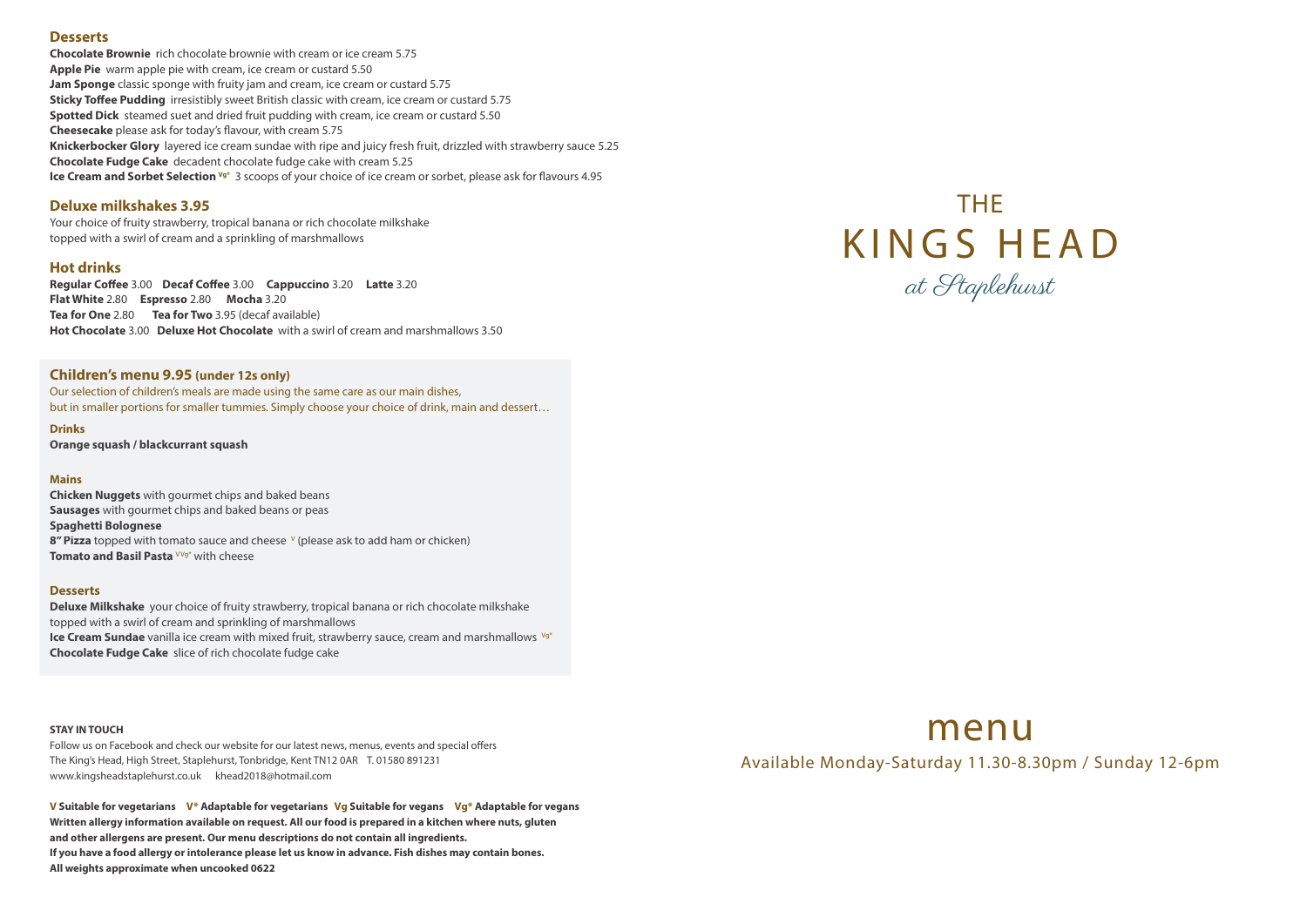## Desserts

**Chocolate Brownie** rich chocolate brownie with cream or ice cream 5.75
**Apple Pie** warm apple pie with cream, ice cream or custard 5.50
**Jam Sponge** classic sponge with fruity jam and cream, ice cream or custard 5.75
**Sticky Toffee Pudding** irresistibly sweet British classic with cream, ice cream or custard 5.75
**Spotted Dick** steamed suet and dried fruit pudding with cream, ice cream or custard 5.50
**Cheesecake** please ask for today's flavour, with cream 5.75
**Knickerbocker Glory** layered ice cream sundae with ripe and juicy fresh fruit, drizzled with strawberry sauce 5.25
**Chocolate Fudge Cake** decadent chocolate fudge cake with cream 5.25
**Ice Cream and Sorbet Selection** Vg* 3 scoops of your choice of ice cream or sorbet, please ask for flavours 4.95

## Deluxe milkshakes 3.95

Your choice of fruity strawberry, tropical banana or rich chocolate milkshake topped with a swirl of cream and a sprinkling of marshmallows

## Hot drinks

**Regular Coffee** 3.00 **Decaf Coffee** 3.00 **Cappuccino** 3.20 **Latte** 3.20
**Flat White** 2.80 **Espresso** 2.80 **Mocha** 3.20
**Tea for One** 2.80 **Tea for Two** 3.95 (decaf available)
**Hot Chocolate** 3.00 **Deluxe Hot Chocolate** with a swirl of cream and marshmallows 3.50

## Children's menu 9.95 (under 12s only)

Our selection of children's meals are made using the same care as our main dishes, but in smaller portions for smaller tummies. Simply choose your choice of drink, main and dessert…

### Drinks

**Orange squash / blackcurrant squash**

### Mains

**Chicken Nuggets** with gourmet chips and baked beans
**Sausages** with gourmet chips and baked beans or peas
**Spaghetti Bolognese**
**8" Pizza** topped with tomato sauce and cheese V (please ask to add ham or chicken)
**Tomato and Basil Pasta** V Vg* with cheese

### Desserts

**Deluxe Milkshake** your choice of fruity strawberry, tropical banana or rich chocolate milkshake topped with a swirl of cream and sprinkling of marshmallows
**Ice Cream Sundae** vanilla ice cream with mixed fruit, strawberry sauce, cream and marshmallows Vg*
**Chocolate Fudge Cake** slice of rich chocolate fudge cake

**STAY IN TOUCH**

Follow us on Facebook and check our website for our latest news, menus, events and special offers
The King's Head, High Street, Staplehurst, Tonbridge, Kent TN12 0AR T. 01580 891231
www.kingsheadstaplehurst.co.uk khead2018@hotmail.com

**V Suitable for vegetarians V* Adaptable for vegetarians Vg Suitable for vegans Vg* Adaptable for vegans**
**Written allergy information available on request. All our food is prepared in a kitchen where nuts, gluten and other allergens are present. Our menu descriptions do not contain all ingredients.**
**If you have a food allergy or intolerance please let us know in advance. Fish dishes may contain bones.**
**All weights approximate when uncooked 0622**

# THE KINGS HEAD

*at Staplehurst*

# menu

Available Monday-Saturday 11.30-8.30pm / Sunday 12-6pm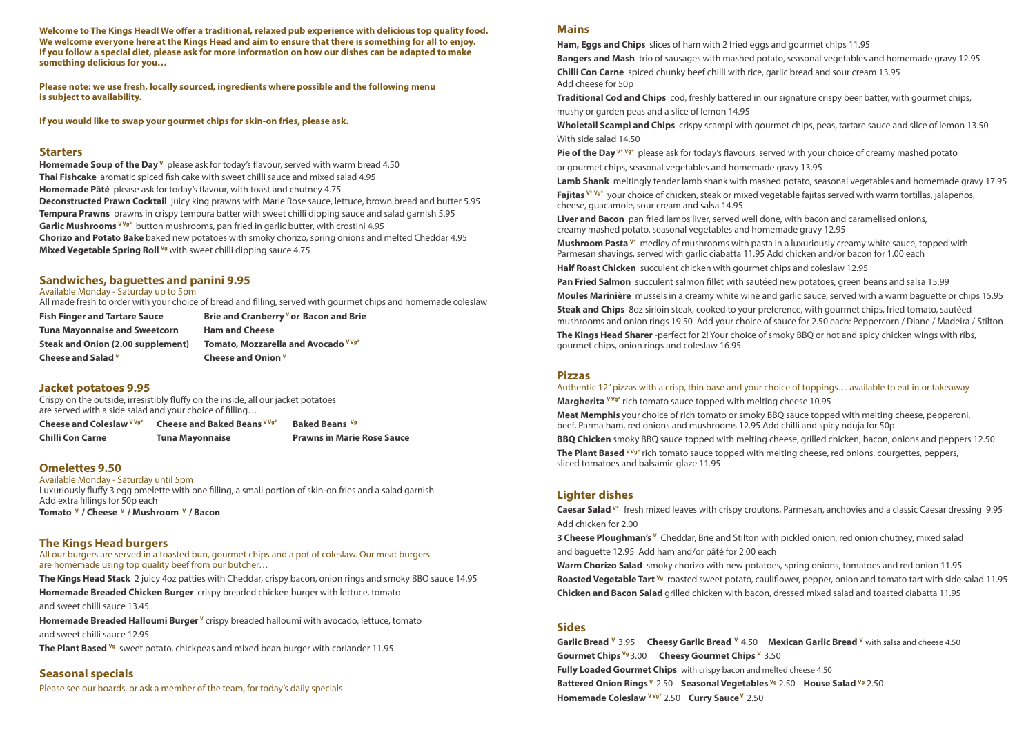**Welcome to The Kings Head! We offer a traditional, relaxed pub experience with delicious top quality food. We welcome everyone here at the Kings Head and aim to ensure that there is something for all to enjoy. If you follow a special diet, please ask for more information on how our dishes can be adapted to make something delicious for you…**

**Please note: we use fresh, locally sourced, ingredients where possible and the following menu is subject to availability.**

**If you would like to swap your gourmet chips for skin-on fries, please ask.**

## Starters

**Homemade Soup of the Day** V please ask for today's flavour, served with warm bread 4.50
**Thai Fishcake** aromatic spiced fish cake with sweet chilli sauce and mixed salad 4.95
**Homemade Pâté** please ask for today's flavour, with toast and chutney 4.75
**Deconstructed Prawn Cocktail** juicy king prawns with Marie Rose sauce, lettuce, brown bread and butter 5.95
**Tempura Prawns** prawns in crispy tempura batter with sweet chilli dipping sauce and salad garnish 5.95
**Garlic Mushrooms** V Vg* button mushrooms, pan fried in garlic butter, with crostini 4.95
**Chorizo and Potato Bake** baked new potatoes with smoky chorizo, spring onions and melted Cheddar 4.95
**Mixed Vegetable Spring Roll** Vg with sweet chilli dipping sauce 4.75

## Sandwiches, baguettes and panini 9.95

Available Monday - Saturday up to 5pm
All made fresh to order with your choice of bread and filling, served with gourmet chips and homemade coleslaw

| | |
|---|---|
| **Fish Finger and Tartare Sauce** | **Brie and Cranberry** V **or Bacon and Brie** |
| **Tuna Mayonnaise and Sweetcorn** | **Ham and Cheese** |
| **Steak and Onion (2.00 supplement)** | **Tomato, Mozzarella and Avocado** V Vg* |
| **Cheese and Salad** V | **Cheese and Onion** V |

## Jacket potatoes 9.95

Crispy on the outside, irresistibly fluffy on the inside, all our jacket potatoes are served with a side salad and your choice of filling…

| | | |
|---|---|---|
| **Cheese and Coleslaw** V Vg* | **Cheese and Baked Beans** V Vg* | **Baked Beans** Vg |
| **Chilli Con Carne** | **Tuna Mayonnaise** | **Prawns in Marie Rose Sauce** |

## Omelettes 9.50

Available Monday - Saturday until 5pm
Luxuriously fluffy 3 egg omelette with one filling, a small portion of skin-on fries and a salad garnish
Add extra fillings for 50p each
**Tomato** V **/ Cheese** V **/ Mushroom** V **/ Bacon**

## The Kings Head burgers

All our burgers are served in a toasted bun, gourmet chips and a pot of coleslaw. Our meat burgers are homemade using top quality beef from our butcher…

**The Kings Head Stack** 2 juicy 4oz patties with Cheddar, crispy bacon, onion rings and smoky BBQ sauce 14.95
**Homemade Breaded Chicken Burger** crispy breaded chicken burger with lettuce, tomato and sweet chilli sauce 13.45
**Homemade Breaded Halloumi Burger** V crispy breaded halloumi with avocado, lettuce, tomato and sweet chilli sauce 12.95
**The Plant Based** Vg sweet potato, chickpeas and mixed bean burger with coriander 11.95

## Seasonal specials

Please see our boards, or ask a member of the team, for today's daily specials

## Mains

**Ham, Eggs and Chips** slices of ham with 2 fried eggs and gourmet chips 11.95
**Bangers and Mash** trio of sausages with mashed potato, seasonal vegetables and homemade gravy 12.95
**Chilli Con Carne** spiced chunky beef chilli with rice, garlic bread and sour cream 13.95
Add cheese for 50p
**Traditional Cod and Chips** cod, freshly battered in our signature crispy beer batter, with gourmet chips, mushy or garden peas and a slice of lemon 14.95
**Wholetail Scampi and Chips** crispy scampi with gourmet chips, peas, tartare sauce and slice of lemon 13.50
With side salad 14.50
**Pie of the Day** V* Vg* please ask for today's flavours, served with your choice of creamy mashed potato or gourmet chips, seasonal vegetables and homemade gravy 13.95
**Lamb Shank** meltingly tender lamb shank with mashed potato, seasonal vegetables and homemade gravy 17.95
**Fajitas** V* Vg* your choice of chicken, steak or mixed vegetable fajitas served with warm tortillas, jalapeños, cheese, guacamole, sour cream and salsa 14.95
**Liver and Bacon** pan fried lambs liver, served well done, with bacon and caramelised onions, creamy mashed potato, seasonal vegetables and homemade gravy 12.95
**Mushroom Pasta** V* medley of mushrooms with pasta in a luxuriously creamy white sauce, topped with Parmesan shavings, served with garlic ciabatta 11.95 Add chicken and/or bacon for 1.00 each
**Half Roast Chicken** succulent chicken with gourmet chips and coleslaw 12.95
**Pan Fried Salmon** succulent salmon fillet with sautéed new potatoes, green beans and salsa 15.99
**Moules Marinière** mussels in a creamy white wine and garlic sauce, served with a warm baguette or chips 15.95
**Steak and Chips** 8oz sirloin steak, cooked to your preference, with gourmet chips, fried tomato, sautéed mushrooms and onion rings 19.50 Add your choice of sauce for 2.50 each: Peppercorn / Diane / Madeira / Stilton
**The Kings Head Sharer** -perfect for 2! Your choice of smoky BBQ or hot and spicy chicken wings with ribs, gourmet chips, onion rings and coleslaw 16.95

## Pizzas

Authentic 12" pizzas with a crisp, thin base and your choice of toppings… available to eat in or takeaway

**Margherita** V Vg* rich tomato sauce topped with melting cheese 10.95
**Meat Memphis** your choice of rich tomato or smoky BBQ sauce topped with melting cheese, pepperoni, beef, Parma ham, red onions and mushrooms 12.95 Add chilli and spicy nduja for 50p
**BBQ Chicken** smoky BBQ sauce topped with melting cheese, grilled chicken, bacon, onions and peppers 12.50
**The Plant Based** V Vg* rich tomato sauce topped with melting cheese, red onions, courgettes, peppers, sliced tomatoes and balsamic glaze 11.95

## Lighter dishes

**Caesar Salad** V* fresh mixed leaves with crispy croutons, Parmesan, anchovies and a classic Caesar dressing 9.95
Add chicken for 2.00
**3 Cheese Ploughman's** V Cheddar, Brie and Stilton with pickled onion, red onion chutney, mixed salad and baguette 12.95 Add ham and/or pâté for 2.00 each
**Warm Chorizo Salad** smoky chorizo with new potatoes, spring onions, tomatoes and red onion 11.95
**Roasted Vegetable Tart** Vg roasted sweet potato, cauliflower, pepper, onion and tomato tart with side salad 11.95
**Chicken and Bacon Salad** grilled chicken with bacon, dressed mixed salad and toasted ciabatta 11.95

## Sides

**Garlic Bread** V 3.95 **Cheesy Garlic Bread** V 4.50 **Mexican Garlic Bread** V with salsa and cheese 4.50
**Gourmet Chips** Vg 3.00 **Cheesy Gourmet Chips** V 3.50
**Fully Loaded Gourmet Chips** with crispy bacon and melted cheese 4.50
**Battered Onion Rings** V 2.50 **Seasonal Vegetables** Vg 2.50 **House Salad** Vg 2.50
**Homemade Coleslaw** V Vg* 2.50 **Curry Sauce** V 2.50